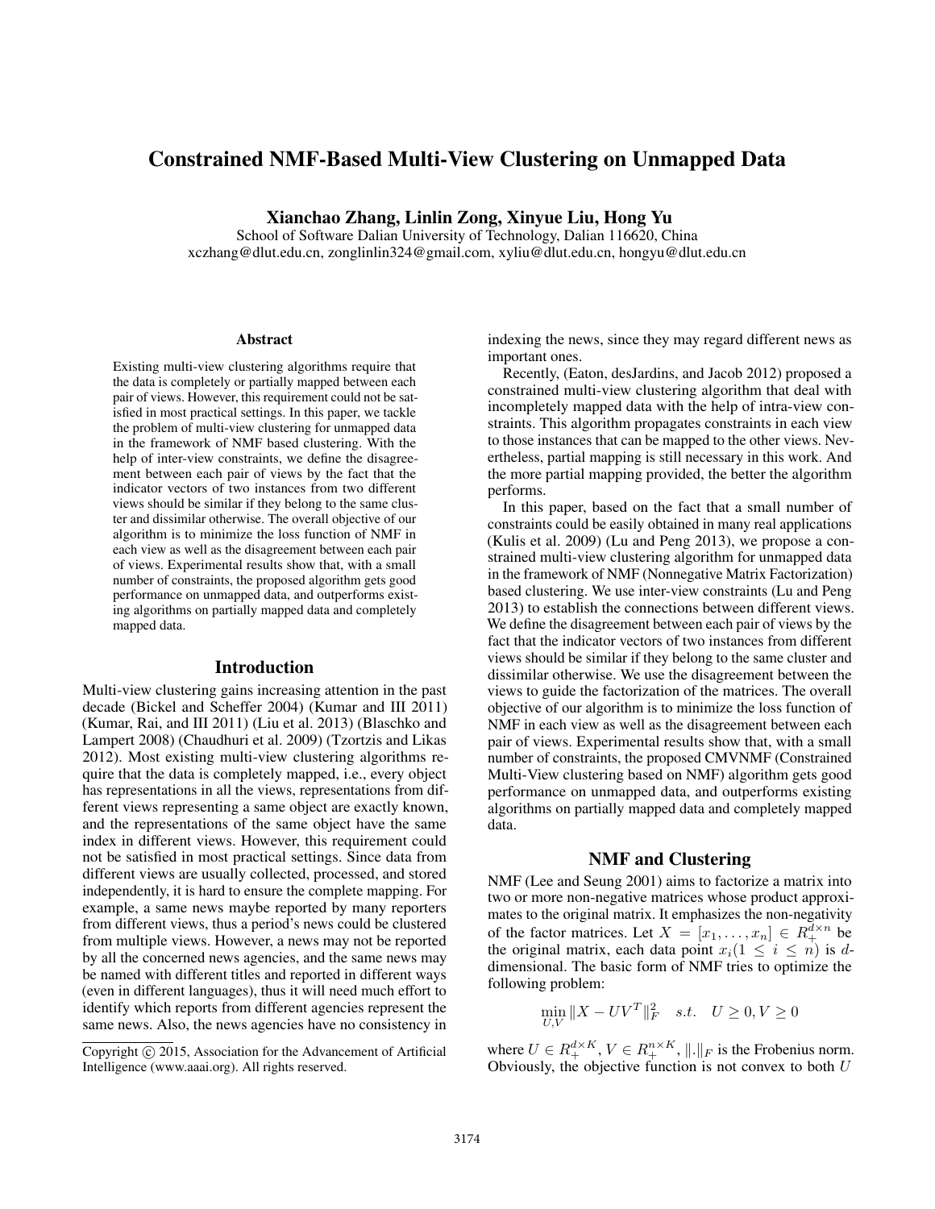# Constrained NMF-Based Multi-View Clustering on Unmapped Data

**Xianchao Zhang, Linlin Zong, Xinyue Liu, Hong Yu**

School of Software Dalian University of Technology, Dalian 116620, China
xczhang@dlut.edu.cn, zonglinlin324@gmail.com, xyliu@dlut.edu.cn, hongyu@dlut.edu.cn

### Abstract

Existing multi-view clustering algorithms require that the data is completely or partially mapped between each pair of views. However, this requirement could not be satisfied in most practical settings. In this paper, we tackle the problem of multi-view clustering for unmapped data in the framework of NMF based clustering. With the help of inter-view constraints, we define the disagreement between each pair of views by the fact that the indicator vectors of two instances from two different views should be similar if they belong to the same cluster and dissimilar otherwise. The overall objective of our algorithm is to minimize the loss function of NMF in each view as well as the disagreement between each pair of views. Experimental results show that, with a small number of constraints, the proposed algorithm gets good performance on unmapped data, and outperforms existing algorithms on partially mapped data and completely mapped data.

## Introduction

Multi-view clustering gains increasing attention in the past decade (Bickel and Scheffer 2004) (Kumar and III 2011) (Kumar, Rai, and III 2011) (Liu et al. 2013) (Blaschko and Lampert 2008) (Chaudhuri et al. 2009) (Tzortzis and Likas 2012). Most existing multi-view clustering algorithms require that the data is completely mapped, i.e., every object has representations in all the views, representations from different views representing a same object are exactly known, and the representations of the same object have the same index in different views. However, this requirement could not be satisfied in most practical settings. Since data from different views are usually collected, processed, and stored independently, it is hard to ensure the complete mapping. For example, a same news maybe reported by many reporters from different views, thus a period's news could be clustered from multiple views. However, a news may not be reported by all the concerned news agencies, and the same news may be named with different titles and reported in different ways (even in different languages), thus it will need much effort to identify which reports from different agencies represent the same news. Also, the news agencies have no consistency in indexing the news, since they may regard different news as important ones.

Recently, (Eaton, desJardins, and Jacob 2012) proposed a constrained multi-view clustering algorithm that deal with incompletely mapped data with the help of intra-view constraints. This algorithm propagates constraints in each view to those instances that can be mapped to the other views. Nevertheless, partial mapping is still necessary in this work. And the more partial mapping provided, the better the algorithm performs.

In this paper, based on the fact that a small number of constraints could be easily obtained in many real applications (Kulis et al. 2009) (Lu and Peng 2013), we propose a constrained multi-view clustering algorithm for unmapped data in the framework of NMF (Nonnegative Matrix Factorization) based clustering. We use inter-view constraints (Lu and Peng 2013) to establish the connections between different views. We define the disagreement between each pair of views by the fact that the indicator vectors of two instances from different views should be similar if they belong to the same cluster and dissimilar otherwise. We use the disagreement between the views to guide the factorization of the matrices. The overall objective of our algorithm is to minimize the loss function of NMF in each view as well as the disagreement between each pair of views. Experimental results show that, with a small number of constraints, the proposed CMVNMF (Constrained Multi-View clustering based on NMF) algorithm gets good performance on unmapped data, and outperforms existing algorithms on partially mapped data and completely mapped data.

## NMF and Clustering

NMF (Lee and Seung 2001) aims to factorize a matrix into two or more non-negative matrices whose product approximates to the original matrix. It emphasizes the non-negativity of the factor matrices. Let $X = [x_1, \ldots, x_n] \in R_+^{d\times n}$ be the original matrix, each data point $x_i (1 \leq i \leq n)$ is $d$-dimensional. The basic form of NMF tries to optimize the following problem:

$$\min_{U,V} \|X - UV^T\|_F^2 \quad s.t. \quad U \geq 0, V \geq 0$$

where $U \in R_+^{d\times K}$, $V \in R_+^{n\times K}$, $\|.\|_F$ is the Frobenius norm. Obviously, the objective function is not convex to both $U$

Copyright © 2015, Association for the Advancement of Artificial Intelligence (www.aaai.org). All rights reserved.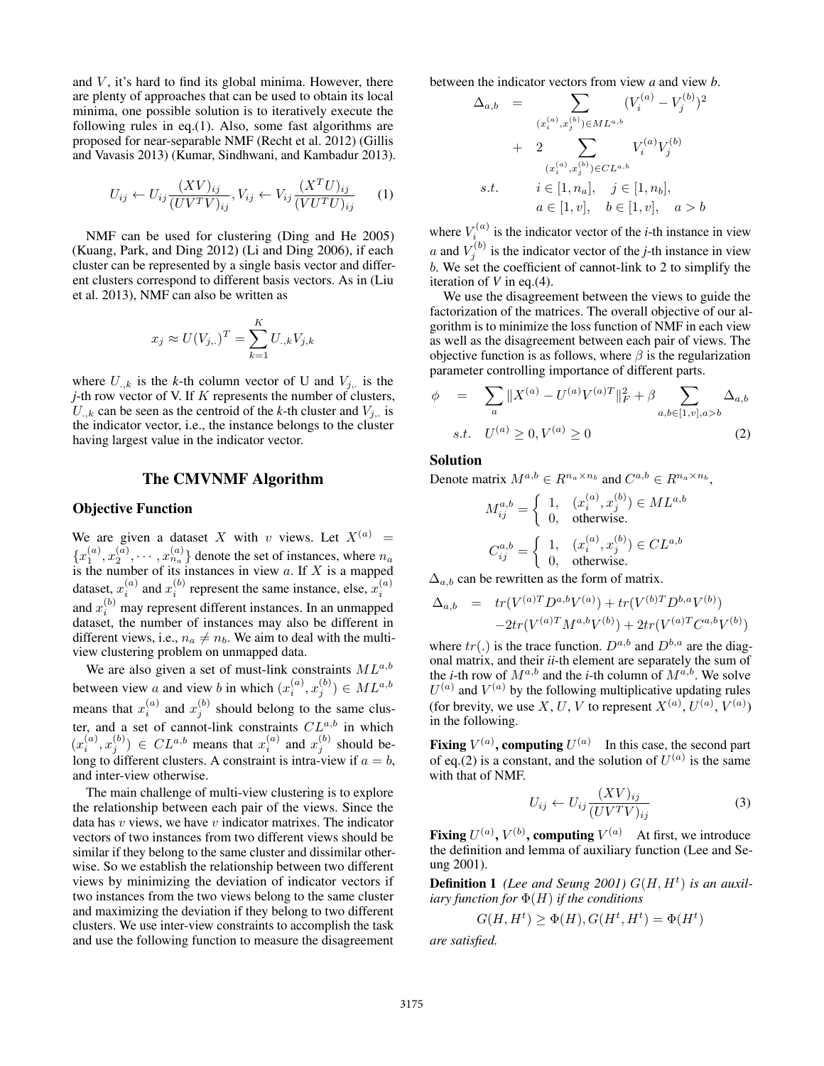and $V$, it's hard to find its global minima. However, there are plenty of approaches that can be used to obtain its local minima, one possible solution is to iteratively execute the following rules in eq.(1). Also, some fast algorithms are proposed for near-separable NMF (Recht et al. 2012) (Gillis and Vavasis 2013) (Kumar, Sindhwani, and Kambadur 2013).

$$U_{ij} \leftarrow U_{ij}\frac{(XV)_{ij}}{(UV^TV)_{ij}}, V_{ij} \leftarrow V_{ij}\frac{(X^TU)_{ij}}{(VU^TU)_{ij}} \quad (1)$$

NMF can be used for clustering (Ding and He 2005) (Kuang, Park, and Ding 2012) (Li and Ding 2006), if each cluster can be represented by a single basis vector and different clusters correspond to different basis vectors. As in (Liu et al. 2013), NMF can also be written as

$$x_j \approx U(V_{j,.})^T = \sum_{k=1}^{K} U_{.,k}V_{j,k}$$

where $U_{.,k}$ is the $k$-th column vector of U and $V_{j,.}$ is the $j$-th row vector of V. If $K$ represents the number of clusters, $U_{.,k}$ can be seen as the centroid of the $k$-th cluster and $V_{j,.}$ is the indicator vector, i.e., the instance belongs to the cluster having largest value in the indicator vector.

## The CMVNMF Algorithm

### Objective Function

We are given a dataset $X$ with $v$ views. Let $X^{(a)} = \{x_1^{(a)}, x_2^{(a)}, \cdots, x_{n_a}^{(a)}\}$ denote the set of instances, where $n_a$ is the number of its instances in view $a$. If $X$ is a mapped dataset, $x_i^{(a)}$ and $x_i^{(b)}$ represent the same instance, else, $x_i^{(a)}$ and $x_i^{(b)}$ may represent different instances. In an unmapped dataset, the number of instances may also be different in different views, i.e., $n_a \neq n_b$. We aim to deal with the multi-view clustering problem on unmapped data.

We are also given a set of must-link constraints $ML^{a,b}$ between view $a$ and view $b$ in which $(x_i^{(a)}, x_j^{(b)}) \in ML^{a,b}$ means that $x_i^{(a)}$ and $x_j^{(b)}$ should belong to the same cluster, and a set of cannot-link constraints $CL^{a,b}$ in which $(x_i^{(a)}, x_j^{(b)}) \in CL^{a,b}$ means that $x_i^{(a)}$ and $x_j^{(b)}$ should belong to different clusters. A constraint is intra-view if $a = b$, and inter-view otherwise.

The main challenge of multi-view clustering is to explore the relationship between each pair of the views. Since the data has $v$ views, we have $v$ indicator matrixes. The indicator vectors of two instances from two different views should be similar if they belong to the same cluster and dissimilar otherwise. So we establish the relationship between two different views by minimizing the deviation of indicator vectors if two instances from the two views belong to the same cluster and maximizing the deviation if they belong to two different clusters. We use inter-view constraints to accomplish the task and use the following function to measure the disagreement between the indicator vectors from view *a* and view *b*.

$$\begin{aligned}
\Delta_{a,b} &= \sum_{(x_i^{(a)}, x_j^{(b)}) \in ML^{a,b}} (V_i^{(a)} - V_j^{(b)})^2 \\
&+ 2 \sum_{(x_i^{(a)}, x_j^{(b)}) \in CL^{a,b}} V_i^{(a)} V_j^{(b)} \\
s.t. \quad & i \in [1, n_a], \quad j \in [1, n_b], \\
& a \in [1, v], \quad b \in [1, v], \quad a > b
\end{aligned}$$

where $V_i^{(a)}$ is the indicator vector of the *i*-th instance in view $a$ and $V_j^{(b)}$ is the indicator vector of the *j*-th instance in view $b$. We set the coefficient of cannot-link to 2 to simplify the iteration of *V* in eq.(4).

We use the disagreement between the views to guide the factorization of the matrices. The overall objective of our algorithm is to minimize the loss function of NMF in each view as well as the disagreement between each pair of views. The objective function is as follows, where $\beta$ is the regularization parameter controlling importance of different parts.

$$\begin{aligned}
\phi &= \sum_a \|X^{(a)} - U^{(a)}V^{(a)T}\|_F^2 + \beta \sum_{a,b \in [1,v], a>b} \Delta_{a,b} \\
s.t. \quad & U^{(a)} \geq 0, V^{(a)} \geq 0
\end{aligned} \quad (2)$$

### Solution

Denote matrix $M^{a,b} \in R^{n_a \times n_b}$ and $C^{a,b} \in R^{n_a \times n_b}$,

$$M_{ij}^{a,b} = \begin{cases} 1, & (x_i^{(a)}, x_j^{(b)}) \in ML^{a,b} \\ 0, & \text{otherwise.} \end{cases}$$

$$C_{ij}^{a,b} = \begin{cases} 1, & (x_i^{(a)}, x_j^{(b)}) \in CL^{a,b} \\ 0, & \text{otherwise.} \end{cases}$$

$\Delta_{a,b}$ can be rewritten as the form of matrix.

$$\begin{aligned}
\Delta_{a,b} &= tr(V^{(a)T}D^{a,b}V^{(a)}) + tr(V^{(b)T}D^{b,a}V^{(b)}) \\
&\quad -2tr(V^{(a)T}M^{a,b}V^{(b)}) + 2tr(V^{(a)T}C^{a,b}V^{(b)})
\end{aligned}$$

where $tr(.)$ is the trace function. $D^{a,b}$ and $D^{b,a}$ are the diagonal matrix, and their *ii*-th element are separately the sum of the *i*-th row of $M^{a,b}$ and the *i*-th column of $M^{a,b}$. We solve $U^{(a)}$ and $V^{(a)}$ by the following multiplicative updating rules (for brevity, we use $X, U, V$ to represent $X^{(a)}, U^{(a)}, V^{(a)}$) in the following.

**Fixing $V^{(a)}$, computing $U^{(a)}$** In this case, the second part of eq.(2) is a constant, and the solution of $U^{(a)}$ is the same with that of NMF.

$$U_{ij} \leftarrow U_{ij}\frac{(XV)_{ij}}{(UV^TV)_{ij}} \quad (3)$$

**Fixing $U^{(a)}$, $V^{(b)}$, computing $V^{(a)}$** At first, we introduce the definition and lemma of auxiliary function (Lee and Seung 2001).

**Definition 1** *(Lee and Seung 2001) $G(H, H^t)$ is an auxiliary function for $\Phi(H)$ if the conditions*

$$G(H, H^t) \geq \Phi(H), G(H^t, H^t) = \Phi(H^t)$$

*are satisfied.*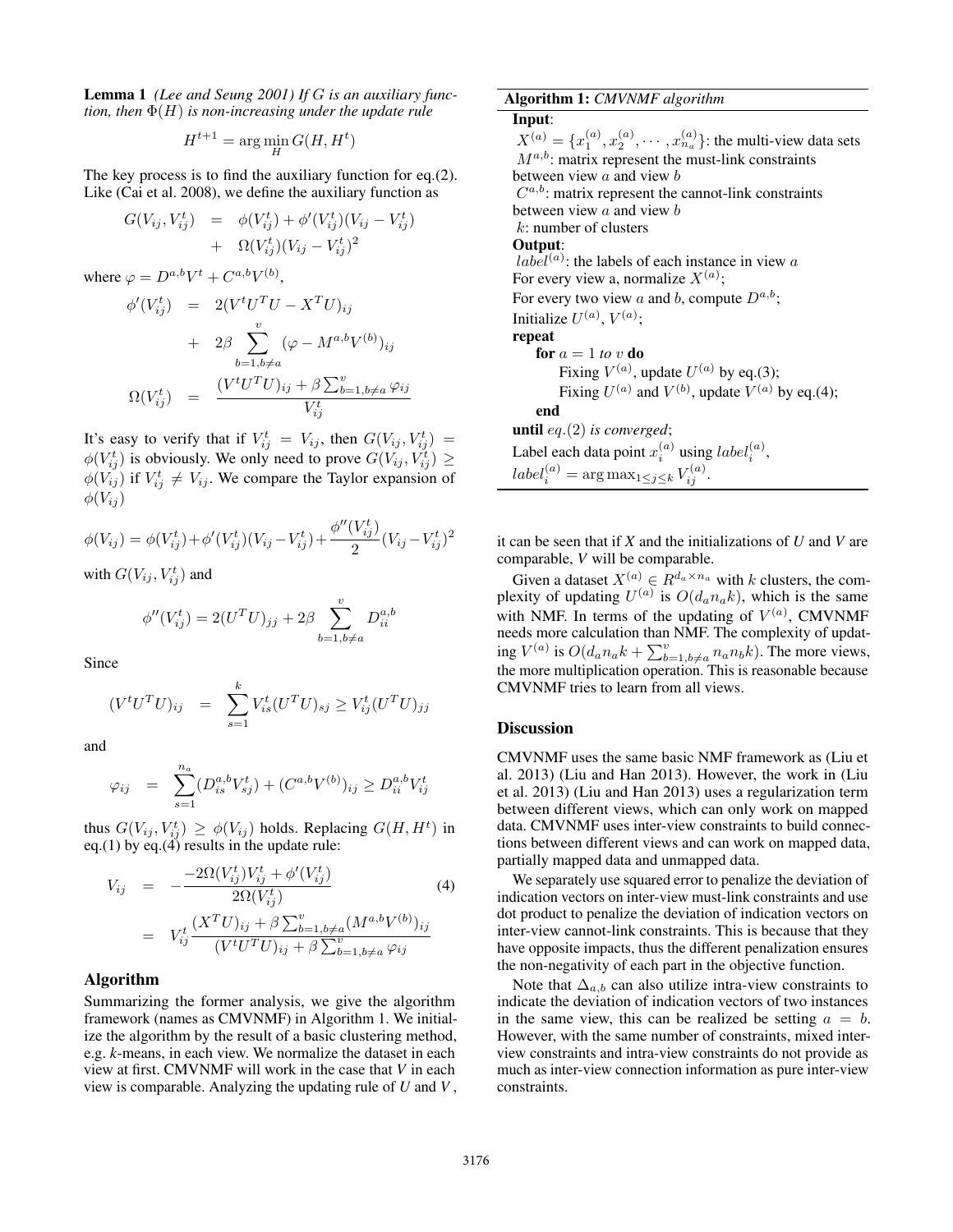**Lemma 1** *(Lee and Seung 2001) If $G$ is an auxiliary function, then $\Phi(H)$ is non-increasing under the update rule*

$$H^{t+1} = \arg\min_{H} G(H, H^t)$$

The key process is to find the auxiliary function for eq.(2). Like (Cai et al. 2008), we define the auxiliary function as

$$\begin{aligned} G(V_{ij}, V_{ij}^t) &= \phi(V_{ij}^t) + \phi'(V_{ij}^t)(V_{ij} - V_{ij}^t) \\ &+ \Omega(V_{ij}^t)(V_{ij} - V_{ij}^t)^2 \end{aligned}$$

where $\varphi = D^{a,b}V^t + C^{a,b}V^{(b)}$,

$$\begin{aligned} \phi'(V_{ij}^t) &= 2(V^tU^TU - X^TU)_{ij} \\ &+ 2\beta \sum_{b=1,b\neq a}^{v} (\varphi - M^{a,b}V^{(b)})_{ij} \\ \Omega(V_{ij}^t) &= \frac{(V^tU^TU)_{ij} + \beta \sum_{b=1,b\neq a}^{v} \varphi_{ij}}{V_{ij}^t} \end{aligned}$$

It's easy to verify that if $V_{ij}^t = V_{ij}$, then $G(V_{ij}, V_{ij}^t) = \phi(V_{ij}^t)$ is obviously. We only need to prove $G(V_{ij}, V_{ij}^t) \geq \phi(V_{ij})$ if $V_{ij}^t \neq V_{ij}$. We compare the Taylor expansion of $\phi(V_{ij})$

$$\phi(V_{ij}) = \phi(V_{ij}^t) + \phi'(V_{ij}^t)(V_{ij} - V_{ij}^t) + \frac{\phi''(V_{ij}^t)}{2}(V_{ij} - V_{ij}^t)^2$$

with $G(V_{ij}, V_{ij}^t)$ and

$$\phi''(V_{ij}^t) = 2(U^TU)_{jj} + 2\beta \sum_{b=1,b\neq a}^{v} D_{ii}^{a,b}$$

Since

$$(V^tU^TU)_{ij} = \sum_{s=1}^{k} V_{is}^t(U^TU)_{sj} \geq V_{ij}^t(U^TU)_{jj}$$

and

$$\varphi_{ij} = \sum_{s=1}^{n_a} (D_{is}^{a,b}V_{sj}^t) + (C^{a,b}V^{(b)})_{ij} \geq D_{ii}^{a,b}V_{ij}^t$$

thus $G(V_{ij}, V_{ij}^t) \geq \phi(V_{ij})$ holds. Replacing $G(H, H^t)$ in eq.(1) by eq.(4) results in the update rule:

$$\begin{aligned} V_{ij} &= -\frac{-2\Omega(V_{ij}^t)V_{ij}^t + \phi'(V_{ij}^t)}{2\Omega(V_{ij}^t)} \qquad (4) \\ &= V_{ij}^t \frac{(X^TU)_{ij} + \beta \sum_{b=1,b\neq a}^{v} (M^{a,b}V^{(b)})_{ij}}{(V^tU^TU)_{ij} + \beta \sum_{b=1,b\neq a}^{v} \varphi_{ij}} \end{aligned}$$

## Algorithm

Summarizing the former analysis, we give the algorithm framework (names as CMVNMF) in Algorithm 1. We initialize the algorithm by the result of a basic clustering method, e.g. *k*-means, in each view. We normalize the dataset in each view at first. CMVNMF will work in the case that *V* in each view is comparable. Analyzing the updating rule of *U* and *V*, it can be seen that if *X* and the initializations of *U* and *V* are comparable, *V* will be comparable.

**Algorithm 1:** *CMVNMF algorithm*

**Input**:
$X^{(a)} = \{x_1^{(a)}, x_2^{(a)}, \cdots, x_{n_a}^{(a)}\}$: the multi-view data sets
$M^{a,b}$: matrix represent the must-link constraints between view $a$ and view $b$
$C^{a,b}$: matrix represent the cannot-link constraints between view $a$ and view $b$
$k$: number of clusters
**Output**:
$label^{(a)}$: the labels of each instance in view $a$
For every view a, normalize $X^{(a)}$;
For every two view $a$ and $b$, compute $D^{a,b}$;
Initialize $U^{(a)}$, $V^{(a)}$;
**repeat**
  **for** $a = 1$ *to* $v$ **do**
    Fixing $V^{(a)}$, update $U^{(a)}$ by eq.(3);
    Fixing $U^{(a)}$ and $V^{(b)}$, update $V^{(a)}$ by eq.(4);
  **end**
**until** *eq.(2) is converged*;
Label each data point $x_i^{(a)}$ using $label_i^{(a)}$,
$label_i^{(a)} = \arg\max_{1\leq j\leq k} V_{ij}^{(a)}$.

Given a dataset $X^{(a)} \in R^{d_a \times n_a}$ with $k$ clusters, the complexity of updating $U^{(a)}$ is $O(d_a n_a k)$, which is the same with NMF. In terms of the updating of $V^{(a)}$, CMVNMF needs more calculation than NMF. The complexity of updating $V^{(a)}$ is $O(d_a n_a k + \sum_{b=1,b\neq a}^{v} n_a n_b k)$. The more views, the more multiplication operation. This is reasonable because CMVNMF tries to learn from all views.

## Discussion

CMVNMF uses the same basic NMF framework as (Liu et al. 2013) (Liu and Han 2013). However, the work in (Liu et al. 2013) (Liu and Han 2013) uses a regularization term between different views, which can only work on mapped data. CMVNMF uses inter-view constraints to build connections between different views and can work on mapped data, partially mapped data and unmapped data.

We separately use squared error to penalize the deviation of indication vectors on inter-view must-link constraints and use dot product to penalize the deviation of indication vectors on inter-view cannot-link constraints. This is because that they have opposite impacts, thus the different penalization ensures the non-negativity of each part in the objective function.

Note that $\Delta_{a,b}$ can also utilize intra-view constraints to indicate the deviation of indication vectors of two instances in the same view, this can be realized be setting $a = b$. However, with the same number of constraints, mixed inter-view constraints and intra-view constraints do not provide as much as inter-view connection information as pure inter-view constraints.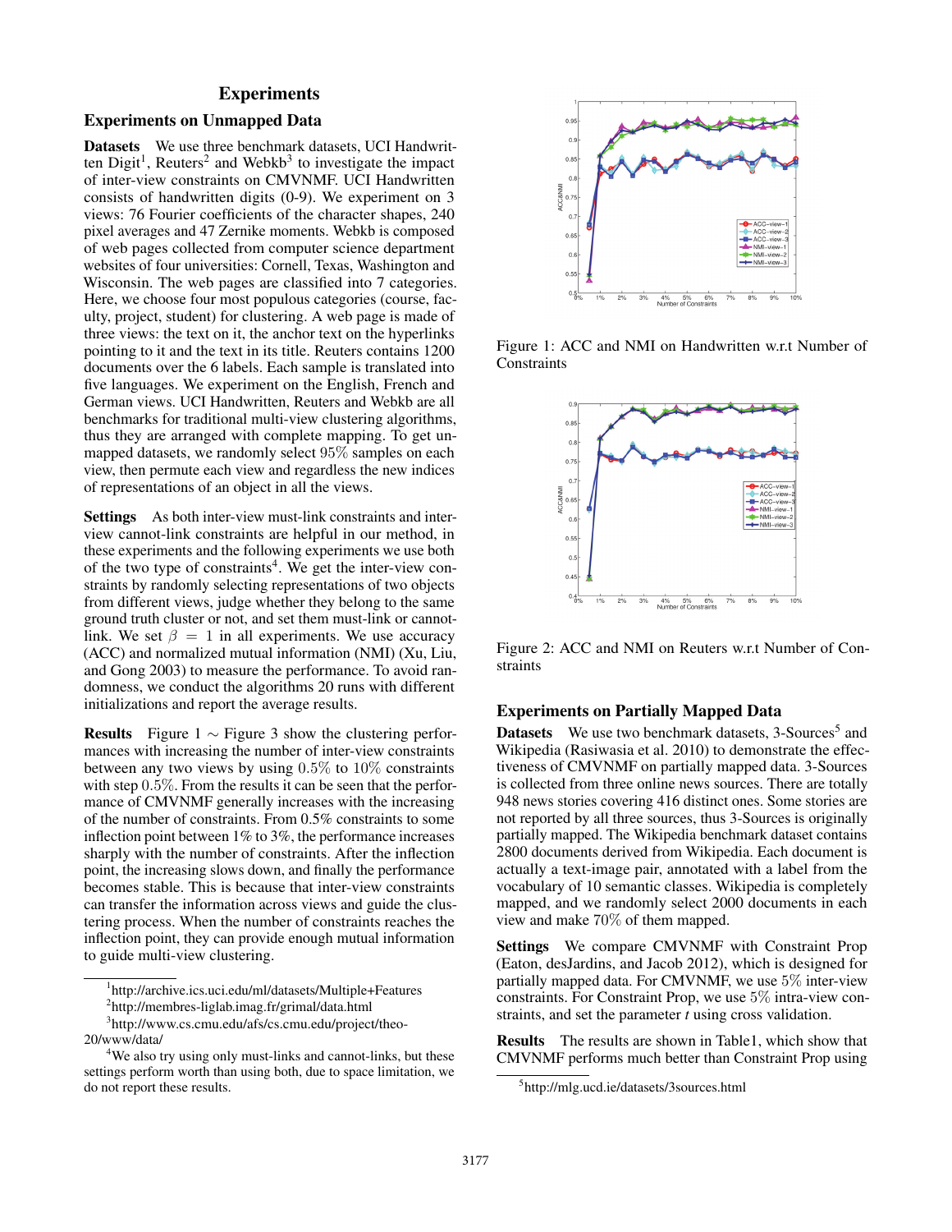## Experiments

### Experiments on Unmapped Data

**Datasets** We use three benchmark datasets, UCI Handwritten Digit[1], Reuters[2] and Webkb[3] to investigate the impact of inter-view constraints on CMVNMF. UCI Handwritten consists of handwritten digits (0-9). We experiment on 3 views: 76 Fourier coefficients of the character shapes, 240 pixel averages and 47 Zernike moments. Webkb is composed of web pages collected from computer science department websites of four universities: Cornell, Texas, Washington and Wisconsin. The web pages are classified into 7 categories. Here, we choose four most populous categories (course, faculty, project, student) for clustering. A web page is made of three views: the text on it, the anchor text on the hyperlinks pointing to it and the text in its title. Reuters contains 1200 documents over the 6 labels. Each sample is translated into five languages. We experiment on the English, French and German views. UCI Handwritten, Reuters and Webkb are all benchmarks for traditional multi-view clustering algorithms, thus they are arranged with complete mapping. To get unmapped datasets, we randomly select $95\%$ samples on each view, then permute each view and regardless the new indices of representations of an object in all the views.

**Settings** As both inter-view must-link constraints and inter-view cannot-link constraints are helpful in our method, in these experiments and the following experiments we use both of the two type of constraints[4]. We get the inter-view constraints by randomly selecting representations of two objects from different views, judge whether they belong to the same ground truth cluster or not, and set them must-link or cannot-link. We set $\beta = 1$ in all experiments. We use accuracy (ACC) and normalized mutual information (NMI) (Xu, Liu, and Gong 2003) to measure the performance. To avoid randomness, we conduct the algorithms 20 runs with different initializations and report the average results.

**Results** Figure 1 $\sim$ Figure 3 show the clustering performances with increasing the number of inter-view constraints between any two views by using $0.5\%$ to $10\%$ constraints with step $0.5\%$. From the results it can be seen that the performance of CMVNMF generally increases with the increasing of the number of constraints. From 0.5% constraints to some inflection point between 1% to 3%, the performance increases sharply with the number of constraints. After the inflection point, the increasing slows down, and finally the performance becomes stable. This is because that inter-view constraints can transfer the information across views and guide the clustering process. When the number of constraints reaches the inflection point, they can provide enough mutual information to guide multi-view clustering.

Figure 1: ACC and NMI on Handwritten w.r.t Number of Constraints

Figure 2: ACC and NMI on Reuters w.r.t Number of Constraints

### Experiments on Partially Mapped Data

**Datasets** We use two benchmark datasets, 3-Sources[5] and Wikipedia (Rasiwasia et al. 2010) to demonstrate the effectiveness of CMVNMF on partially mapped data. 3-Sources is collected from three online news sources. There are totally 948 news stories covering 416 distinct ones. Some stories are not reported by all three sources, thus 3-Sources is originally partially mapped. The Wikipedia benchmark dataset contains 2800 documents derived from Wikipedia. Each document is actually a text-image pair, annotated with a label from the vocabulary of 10 semantic classes. Wikipedia is completely mapped, and we randomly select 2000 documents in each view and make $70\%$ of them mapped.

**Settings** We compare CMVNMF with Constraint Prop (Eaton, desJardins, and Jacob 2012), which is designed for partially mapped data. For CMVNMF, we use $5\%$ inter-view constraints. For Constraint Prop, we use $5\%$ intra-view constraints, and set the parameter *t* using cross validation.

**Results** The results are shown in Table1, which show that CMVNMF performs much better than Constraint Prop using

[1] http://archive.ics.uci.edu/ml/datasets/Multiple+Features

[2] http://membres-liglab.imag.fr/grimal/data.html

[3] http://www.cs.cmu.edu/afs/cs.cmu.edu/project/theo-20/www/data/

[4] We also try using only must-links and cannot-links, but these settings perform worth than using both, due to space limitation, we do not report these results.

[5] http://mlg.ucd.ie/datasets/3sources.html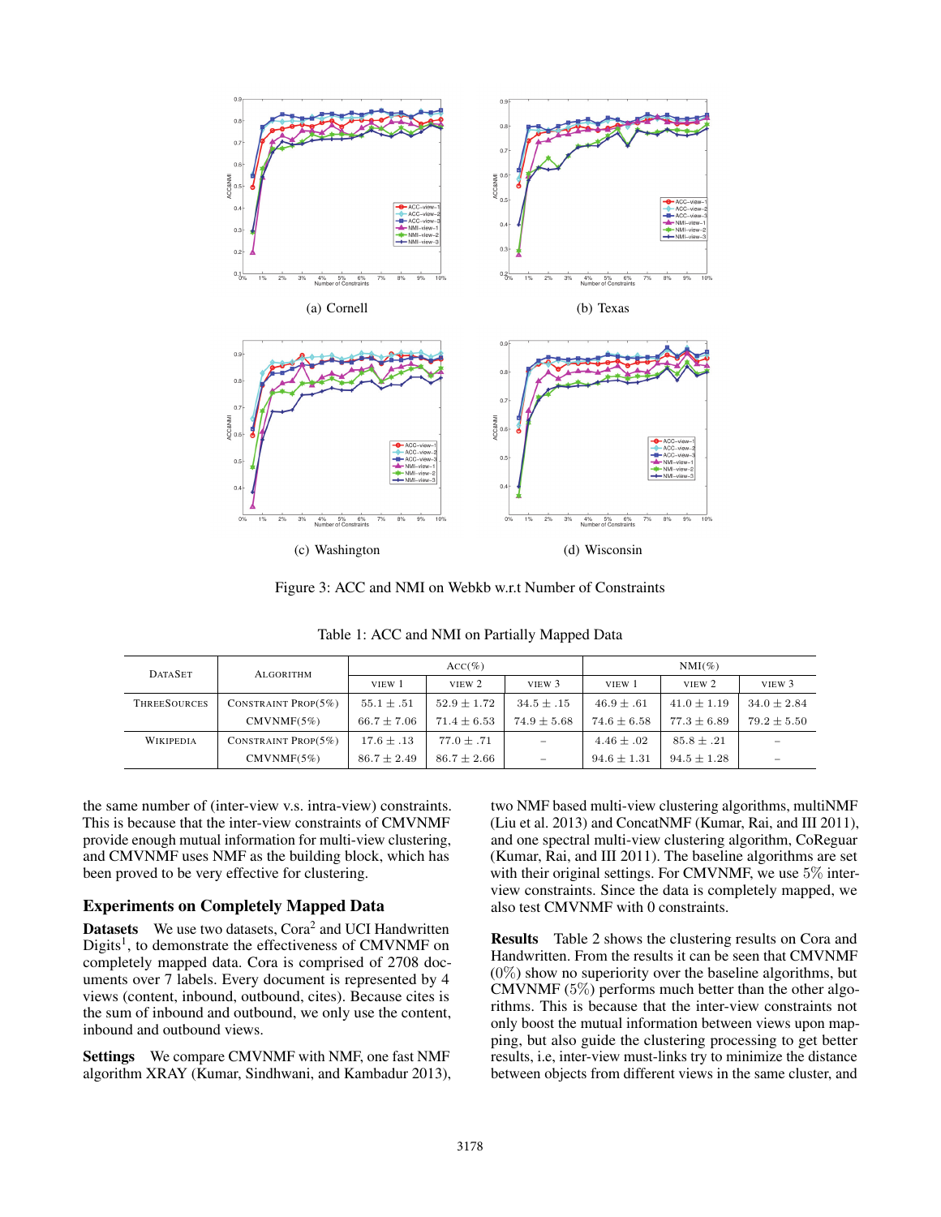(a) Cornell

(b) Texas

(c) Washington

(d) Wisconsin

Figure 3: ACC and NMI on Webkb w.r.t Number of Constraints

Table 1: ACC and NMI on Partially Mapped Data

| DataSet | Algorithm | Acc(%) | | | NMI(%) | | |
|---|---|---|---|---|---|---|---|
| | | view 1 | view 2 | view 3 | view 1 | view 2 | view 3 |
| ThreeSources | Constraint Prop(5%) | $55.1 \pm .51$ | $52.9 \pm 1.72$ | $34.5 \pm .15$ | $46.9 \pm .61$ | $41.0 \pm 1.19$ | $34.0 \pm 2.84$ |
| | CMVNMF(5%) | $66.7 \pm 7.06$ | $71.4 \pm 6.53$ | $74.9 \pm 5.68$ | $74.6 \pm 6.58$ | $77.3 \pm 6.89$ | $79.2 \pm 5.50$ |
| Wikipedia | Constraint Prop(5%) | $17.6 \pm .13$ | $77.0 \pm .71$ | – | $4.46 \pm .02$ | $85.8 \pm .21$ | – |
| | CMVNMF(5%) | $86.7 \pm 2.49$ | $86.7 \pm 2.66$ | – | $94.6 \pm 1.31$ | $94.5 \pm 1.28$ | – |

the same number of (inter-view v.s. intra-view) constraints. This is because that the inter-view constraints of CMVNMF provide enough mutual information for multi-view clustering, and CMVNMF uses NMF as the building block, which has been proved to be very effective for clustering.

## Experiments on Completely Mapped Data

**Datasets** We use two datasets, Cora[2] and UCI Handwritten Digits[1], to demonstrate the effectiveness of CMVNMF on completely mapped data. Cora is comprised of 2708 documents over 7 labels. Every document is represented by 4 views (content, inbound, outbound, cites). Because cites is the sum of inbound and outbound, we only use the content, inbound and outbound views.

**Settings** We compare CMVNMF with NMF, one fast NMF algorithm XRAY (Kumar, Sindhwani, and Kambadur 2013), two NMF based multi-view clustering algorithms, multiNMF (Liu et al. 2013) and ConcatNMF (Kumar, Rai, and III 2011), and one spectral multi-view clustering algorithm, CoReguar (Kumar, Rai, and III 2011). The baseline algorithms are set with their original settings. For CMVNMF, we use $5\%$ inter-view constraints. Since the data is completely mapped, we also test CMVNMF with 0 constraints.

**Results** Table 2 shows the clustering results on Cora and Handwritten. From the results it can be seen that CMVNMF $(0\%)$ show no superiority over the baseline algorithms, but CMVNMF $(5\%)$ performs much better than the other algorithms. This is because that the inter-view constraints not only boost the mutual information between views upon mapping, but also guide the clustering processing to get better results, i.e, inter-view must-links try to minimize the distance between objects from different views in the same cluster, and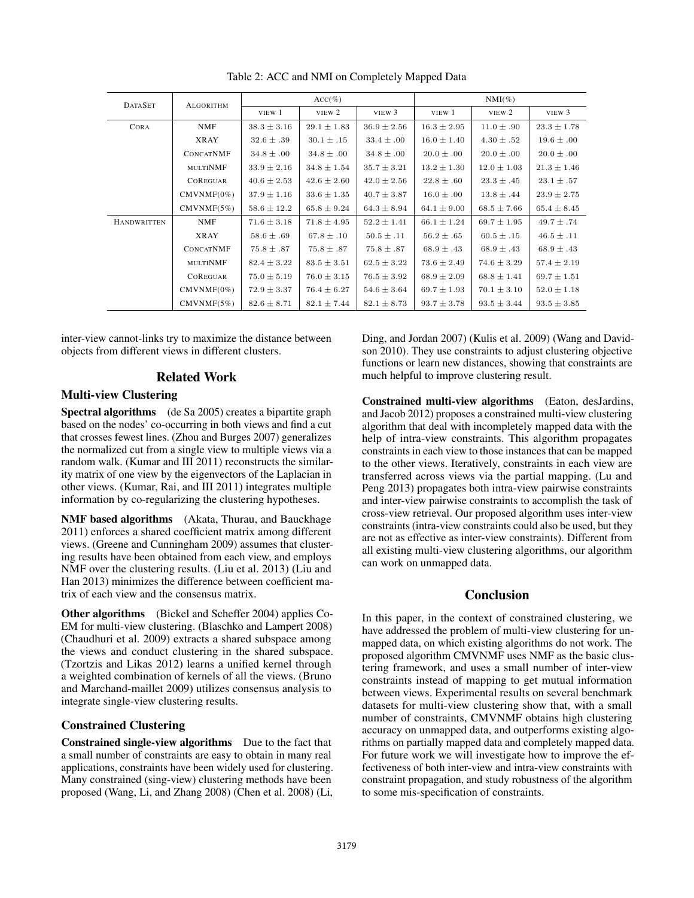Table 2: ACC and NMI on Completely Mapped Data

| DataSet | Algorithm | Acc(%) | | | NMI(%) | | |
|---|---|---|---|---|---|---|---|
| | | view 1 | view 2 | view 3 | view 1 | view 2 | view 3 |
| Cora | NMF | $38.3 \pm 3.16$ | $29.1 \pm 1.83$ | $36.9 \pm 2.56$ | $16.3 \pm 2.95$ | $11.0 \pm .90$ | $23.3 \pm 1.78$ |
| | XRAY | $32.6 \pm .39$ | $30.1 \pm .15$ | $33.4 \pm .00$ | $16.0 \pm 1.40$ | $4.30 \pm .52$ | $19.6 \pm .00$ |
| | ConcatNMF | $34.8 \pm .00$ | $34.8 \pm .00$ | $34.8 \pm .00$ | $20.0 \pm .00$ | $20.0 \pm .00$ | $20.0 \pm .00$ |
| | multiNMF | $33.9 \pm 2.16$ | $34.8 \pm 1.54$ | $35.7 \pm 3.21$ | $13.2 \pm 1.30$ | $12.0 \pm 1.03$ | $21.3 \pm 1.46$ |
| | CoRegular | $40.6 \pm 2.53$ | $42.6 \pm 2.60$ | $42.0 \pm 2.56$ | $22.8 \pm .60$ | $23.3 \pm .45$ | $23.1 \pm .57$ |
| | CMVNMF(0%) | $37.9 \pm 1.16$ | $33.6 \pm 1.35$ | $40.7 \pm 3.87$ | $16.0 \pm .00$ | $13.8 \pm .44$ | $23.9 \pm 2.75$ |
| | CMVNMF(5%) | $58.6 \pm 12.2$ | $65.8 \pm 9.24$ | $64.3 \pm 8.94$ | $64.1 \pm 9.00$ | $68.5 \pm 7.66$ | $65.4 \pm 8.45$ |
| Handwritten | NMF | $71.6 \pm 3.18$ | $71.8 \pm 4.95$ | $52.2 \pm 1.41$ | $66.1 \pm 1.24$ | $69.7 \pm 1.95$ | $49.7 \pm .74$ |
| | XRAY | $58.6 \pm .69$ | $67.8 \pm .10$ | $50.5 \pm .11$ | $56.2 \pm .65$ | $60.5 \pm .15$ | $46.5 \pm .11$ |
| | ConcatNMF | $75.8 \pm .87$ | $75.8 \pm .87$ | $75.8 \pm .87$ | $68.9 \pm .43$ | $68.9 \pm .43$ | $68.9 \pm .43$ |
| | multiNMF | $82.4 \pm 3.22$ | $83.5 \pm 3.51$ | $62.5 \pm 3.22$ | $73.6 \pm 2.49$ | $74.6 \pm 3.29$ | $57.4 \pm 2.19$ |
| | CoRegular | $75.0 \pm 5.19$ | $76.0 \pm 3.15$ | $76.5 \pm 3.92$ | $68.9 \pm 2.09$ | $68.8 \pm 1.41$ | $69.7 \pm 1.51$ |
| | CMVNMF(0%) | $72.9 \pm 3.37$ | $76.4 \pm 6.27$ | $54.6 \pm 3.64$ | $69.7 \pm 1.93$ | $70.1 \pm 3.10$ | $52.0 \pm 1.18$ |
| | CMVNMF(5%) | $82.6 \pm 8.71$ | $82.1 \pm 7.44$ | $82.1 \pm 8.73$ | $93.7 \pm 3.78$ | $93.5 \pm 3.44$ | $93.5 \pm 3.85$ |

inter-view cannot-links try to maximize the distance between objects from different views in different clusters.

## Related Work

### Multi-view Clustering

**Spectral algorithms** (de Sa 2005) creates a bipartite graph based on the nodes' co-occurring in both views and find a cut that crosses fewest lines. (Zhou and Burges 2007) generalizes the normalized cut from a single view to multiple views via a random walk. (Kumar and III 2011) reconstructs the similarity matrix of one view by the eigenvectors of the Laplacian in other views. (Kumar, Rai, and III 2011) integrates multiple information by co-regularizing the clustering hypotheses.

**NMF based algorithms** (Akata, Thurau, and Bauckhage 2011) enforces a shared coefficient matrix among different views. (Greene and Cunningham 2009) assumes that clustering results have been obtained from each view, and employs NMF over the clustering results. (Liu et al. 2013) (Liu and Han 2013) minimizes the difference between coefficient matrix of each view and the consensus matrix.

**Other algorithms** (Bickel and Scheffer 2004) applies Co-EM for multi-view clustering. (Blaschko and Lampert 2008) (Chaudhuri et al. 2009) extracts a shared subspace among the views and conduct clustering in the shared subspace. (Tzortzis and Likas 2012) learns a unified kernel through a weighted combination of kernels of all the views. (Bruno and Marchand-maillet 2009) utilizes consensus analysis to integrate single-view clustering results.

### Constrained Clustering

**Constrained single-view algorithms** Due to the fact that a small number of constraints are easy to obtain in many real applications, constraints have been widely used for clustering. Many constrained (sing-view) clustering methods have been proposed (Wang, Li, and Zhang 2008) (Chen et al. 2008) (Li, Ding, and Jordan 2007) (Kulis et al. 2009) (Wang and Davidson 2010). They use constraints to adjust clustering objective functions or learn new distances, showing that constraints are much helpful to improve clustering result.

**Constrained multi-view algorithms** (Eaton, desJardins, and Jacob 2012) proposes a constrained multi-view clustering algorithm that deal with incompletely mapped data with the help of intra-view constraints. This algorithm propagates constraints in each view to those instances that can be mapped to the other views. Iteratively, constraints in each view are transferred across views via the partial mapping. (Lu and Peng 2013) propagates both intra-view pairwise constraints and inter-view pairwise constraints to accomplish the task of cross-view retrieval. Our proposed algorithm uses inter-view constraints (intra-view constraints could also be used, but they are not as effective as inter-view constraints). Different from all existing multi-view clustering algorithms, our algorithm can work on unmapped data.

## Conclusion

In this paper, in the context of constrained clustering, we have addressed the problem of multi-view clustering for unmapped data, on which existing algorithms do not work. The proposed algorithm CMVNMF uses NMF as the basic clustering framework, and uses a small number of inter-view constraints instead of mapping to get mutual information between views. Experimental results on several benchmark datasets for multi-view clustering show that, with a small number of constraints, CMVNMF obtains high clustering accuracy on unmapped data, and outperforms existing algorithms on partially mapped data and completely mapped data. For future work we will investigate how to improve the effectiveness of both inter-view and intra-view constraints with constraint propagation, and study robustness of the algorithm to some mis-specification of constraints.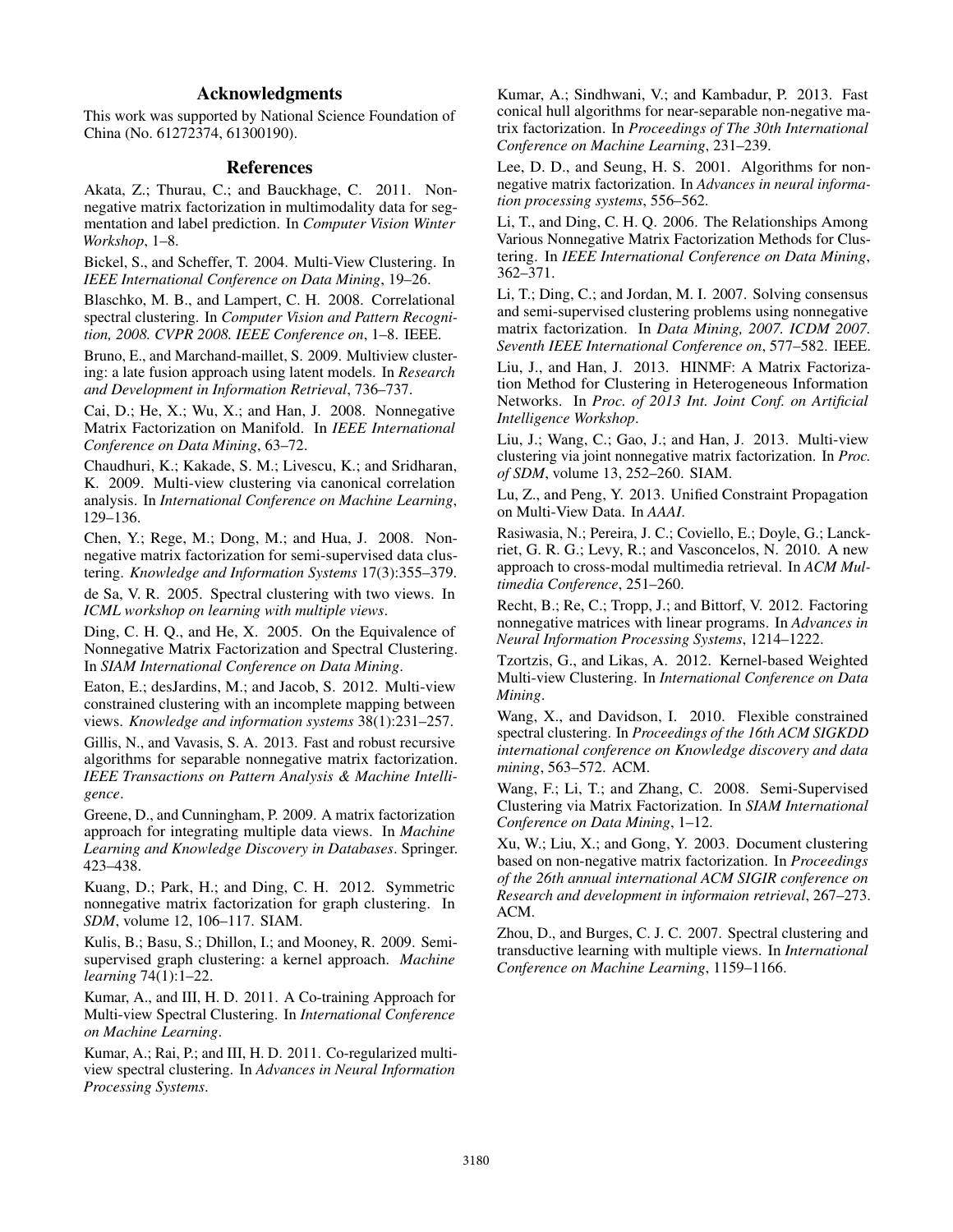## Acknowledgments

This work was supported by National Science Foundation of China (No. 61272374, 61300190).

## References

Akata, Z.; Thurau, C.; and Bauckhage, C. 2011. Non-negative matrix factorization in multimodality data for segmentation and label prediction. In *Computer Vision Winter Workshop*, 1–8.

Bickel, S., and Scheffer, T. 2004. Multi-View Clustering. In *IEEE International Conference on Data Mining*, 19–26.

Blaschko, M. B., and Lampert, C. H. 2008. Correlational spectral clustering. In *Computer Vision and Pattern Recognition, 2008. CVPR 2008. IEEE Conference on*, 1–8. IEEE.

Bruno, E., and Marchand-maillet, S. 2009. Multiview clustering: a late fusion approach using latent models. In *Research and Development in Information Retrieval*, 736–737.

Cai, D.; He, X.; Wu, X.; and Han, J. 2008. Nonnegative Matrix Factorization on Manifold. In *IEEE International Conference on Data Mining*, 63–72.

Chaudhuri, K.; Kakade, S. M.; Livescu, K.; and Sridharan, K. 2009. Multi-view clustering via canonical correlation analysis. In *International Conference on Machine Learning*, 129–136.

Chen, Y.; Rege, M.; Dong, M.; and Hua, J. 2008. Non-negative matrix factorization for semi-supervised data clustering. *Knowledge and Information Systems* 17(3):355–379.

de Sa, V. R. 2005. Spectral clustering with two views. In *ICML workshop on learning with multiple views*.

Ding, C. H. Q., and He, X. 2005. On the Equivalence of Nonnegative Matrix Factorization and Spectral Clustering. In *SIAM International Conference on Data Mining*.

Eaton, E.; desJardins, M.; and Jacob, S. 2012. Multi-view constrained clustering with an incomplete mapping between views. *Knowledge and information systems* 38(1):231–257.

Gillis, N., and Vavasis, S. A. 2013. Fast and robust recursive algorithms for separable nonnegative matrix factorization. *IEEE Transactions on Pattern Analysis & Machine Intelligence*.

Greene, D., and Cunningham, P. 2009. A matrix factorization approach for integrating multiple data views. In *Machine Learning and Knowledge Discovery in Databases*. Springer. 423–438.

Kuang, D.; Park, H.; and Ding, C. H. 2012. Symmetric nonnegative matrix factorization for graph clustering. In *SDM*, volume 12, 106–117. SIAM.

Kulis, B.; Basu, S.; Dhillon, I.; and Mooney, R. 2009. Semi-supervised graph clustering: a kernel approach. *Machine learning* 74(1):1–22.

Kumar, A., and III, H. D. 2011. A Co-training Approach for Multi-view Spectral Clustering. In *International Conference on Machine Learning*.

Kumar, A.; Rai, P.; and III, H. D. 2011. Co-regularized multi-view spectral clustering. In *Advances in Neural Information Processing Systems*.

Kumar, A.; Sindhwani, V.; and Kambadur, P. 2013. Fast conical hull algorithms for near-separable non-negative matrix factorization. In *Proceedings of The 30th International Conference on Machine Learning*, 231–239.

Lee, D. D., and Seung, H. S. 2001. Algorithms for non-negative matrix factorization. In *Advances in neural information processing systems*, 556–562.

Li, T., and Ding, C. H. Q. 2006. The Relationships Among Various Nonnegative Matrix Factorization Methods for Clustering. In *IEEE International Conference on Data Mining*, 362–371.

Li, T.; Ding, C.; and Jordan, M. I. 2007. Solving consensus and semi-supervised clustering problems using nonnegative matrix factorization. In *Data Mining, 2007. ICDM 2007. Seventh IEEE International Conference on*, 577–582. IEEE.

Liu, J., and Han, J. 2013. HINMF: A Matrix Factorization Method for Clustering in Heterogeneous Information Networks. In *Proc. of 2013 Int. Joint Conf. on Artificial Intelligence Workshop*.

Liu, J.; Wang, C.; Gao, J.; and Han, J. 2013. Multi-view clustering via joint nonnegative matrix factorization. In *Proc. of SDM*, volume 13, 252–260. SIAM.

Lu, Z., and Peng, Y. 2013. Unified Constraint Propagation on Multi-View Data. In *AAAI*.

Rasiwasia, N.; Pereira, J. C.; Coviello, E.; Doyle, G.; Lanckriet, G. R. G.; Levy, R.; and Vasconcelos, N. 2010. A new approach to cross-modal multimedia retrieval. In *ACM Multimedia Conference*, 251–260.

Recht, B.; Re, C.; Tropp, J.; and Bittorf, V. 2012. Factoring nonnegative matrices with linear programs. In *Advances in Neural Information Processing Systems*, 1214–1222.

Tzortzis, G., and Likas, A. 2012. Kernel-based Weighted Multi-view Clustering. In *International Conference on Data Mining*.

Wang, X., and Davidson, I. 2010. Flexible constrained spectral clustering. In *Proceedings of the 16th ACM SIGKDD international conference on Knowledge discovery and data mining*, 563–572. ACM.

Wang, F.; Li, T.; and Zhang, C. 2008. Semi-Supervised Clustering via Matrix Factorization. In *SIAM International Conference on Data Mining*, 1–12.

Xu, W.; Liu, X.; and Gong, Y. 2003. Document clustering based on non-negative matrix factorization. In *Proceedings of the 26th annual international ACM SIGIR conference on Research and development in informaion retrieval*, 267–273. ACM.

Zhou, D., and Burges, C. J. C. 2007. Spectral clustering and transductive learning with multiple views. In *International Conference on Machine Learning*, 1159–1166.